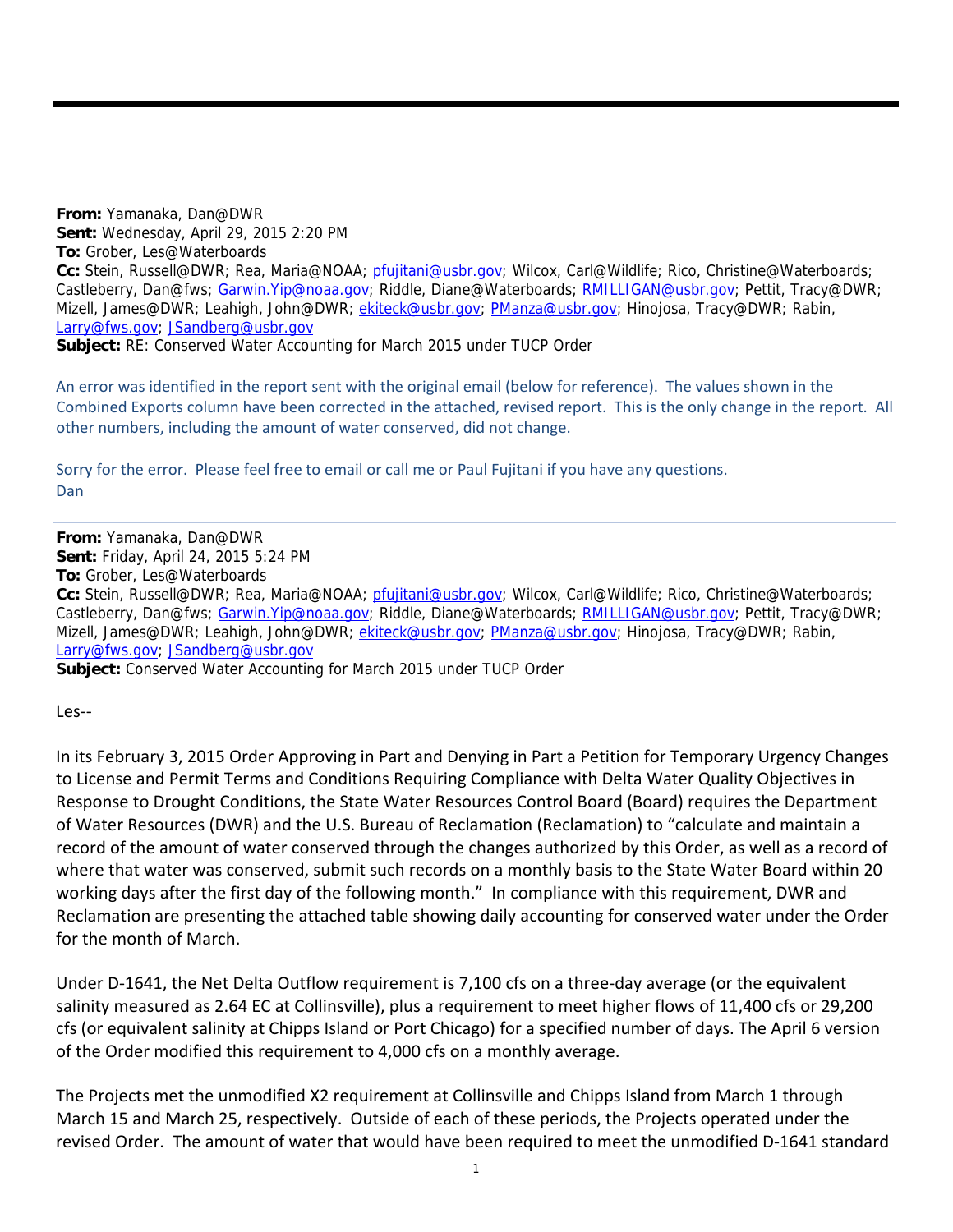---

**From:** Yamanaka, Dan@DWR
**Sent:** Wednesday, April 29, 2015 2:20 PM
**To:** Grober, Les@Waterboards
**Cc:** Stein, Russell@DWR; Rea, Maria@NOAA; pfujitani@usbr.gov; Wilcox, Carl@Wildlife; Rico, Christine@Waterboards; Castleberry, Dan@fws; Garwin.Yip@noaa.gov; Riddle, Diane@Waterboards; RMILLIGAN@usbr.gov; Pettit, Tracy@DWR; Mizell, James@DWR; Leahigh, John@DWR; ekiteck@usbr.gov; PManza@usbr.gov; Hinojosa, Tracy@DWR; Rabin, Larry@fws.gov; JSandberg@usbr.gov
**Subject:** RE: Conserved Water Accounting for March 2015 under TUCP Order

An error was identified in the report sent with the original email (below for reference). The values shown in the Combined Exports column have been corrected in the attached, revised report. This is the only change in the report. All other numbers, including the amount of water conserved, did not change.

Sorry for the error. Please feel free to email or call me or Paul Fujitani if you have any questions.
Dan

---

**From:** Yamanaka, Dan@DWR
**Sent:** Friday, April 24, 2015 5:24 PM
**To:** Grober, Les@Waterboards
**Cc:** Stein, Russell@DWR; Rea, Maria@NOAA; pfujitani@usbr.gov; Wilcox, Carl@Wildlife; Rico, Christine@Waterboards; Castleberry, Dan@fws; Garwin.Yip@noaa.gov; Riddle, Diane@Waterboards; RMILLIGAN@usbr.gov; Pettit, Tracy@DWR; Mizell, James@DWR; Leahigh, John@DWR; ekiteck@usbr.gov; PManza@usbr.gov; Hinojosa, Tracy@DWR; Rabin, Larry@fws.gov; JSandberg@usbr.gov
**Subject:** Conserved Water Accounting for March 2015 under TUCP Order

Les--

In its February 3, 2015 Order Approving in Part and Denying in Part a Petition for Temporary Urgency Changes to License and Permit Terms and Conditions Requiring Compliance with Delta Water Quality Objectives in Response to Drought Conditions, the State Water Resources Control Board (Board) requires the Department of Water Resources (DWR) and the U.S. Bureau of Reclamation (Reclamation) to "calculate and maintain a record of the amount of water conserved through the changes authorized by this Order, as well as a record of where that water was conserved, submit such records on a monthly basis to the State Water Board within 20 working days after the first day of the following month." In compliance with this requirement, DWR and Reclamation are presenting the attached table showing daily accounting for conserved water under the Order for the month of March.

Under D-1641, the Net Delta Outflow requirement is 7,100 cfs on a three-day average (or the equivalent salinity measured as 2.64 EC at Collinsville), plus a requirement to meet higher flows of 11,400 cfs or 29,200 cfs (or equivalent salinity at Chipps Island or Port Chicago) for a specified number of days. The April 6 version of the Order modified this requirement to 4,000 cfs on a monthly average.

The Projects met the unmodified X2 requirement at Collinsville and Chipps Island from March 1 through March 15 and March 25, respectively. Outside of each of these periods, the Projects operated under the revised Order. The amount of water that would have been required to meet the unmodified D-1641 standard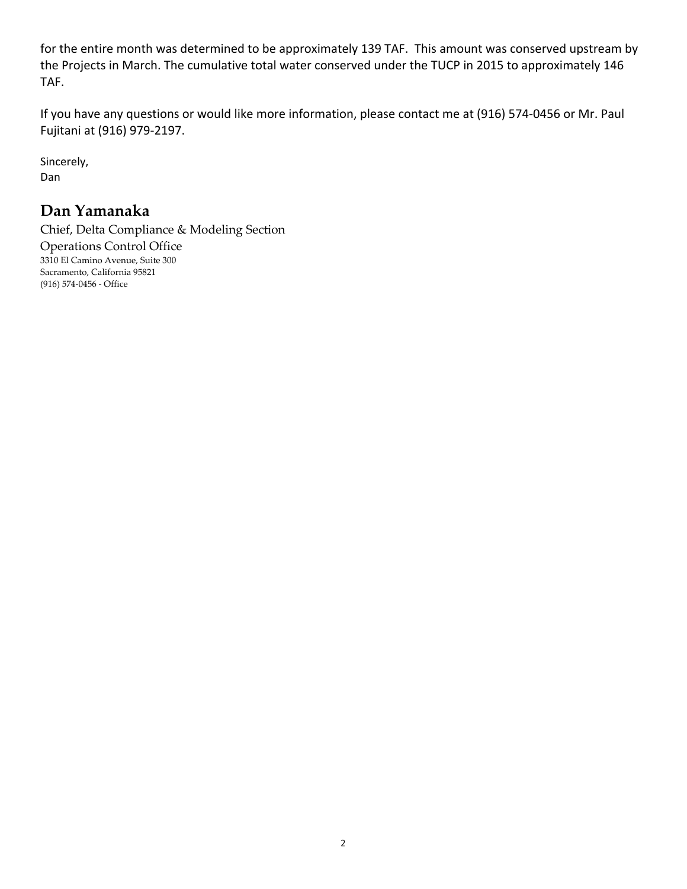for the entire month was determined to be approximately 139 TAF. This amount was conserved upstream by the Projects in March. The cumulative total water conserved under the TUCP in 2015 to approximately 146 TAF.

If you have any questions or would like more information, please contact me at (916) 574-0456 or Mr. Paul Fujitani at (916) 979-2197.

Sincerely,
Dan

**Dan Yamanaka**

Chief, Delta Compliance & Modeling Section
Operations Control Office
3310 El Camino Avenue, Suite 300
Sacramento, California 95821
(916) 574-0456 - Office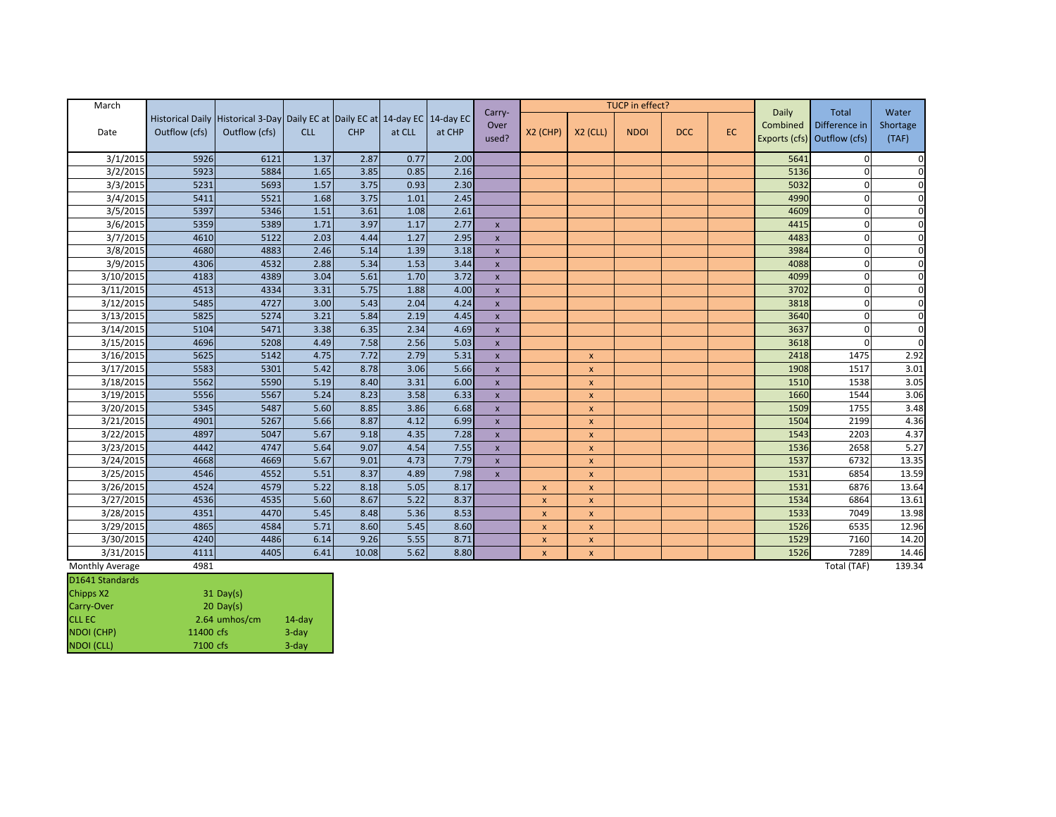| March Date | Historical Daily Outflow (cfs) | Historical 3-Day Outflow (cfs) | Daily EC at CLL | Daily EC at CHP | 14-day EC at CLL | 14-day EC at CHP | Carry-Over used? | TUCP in effect? X2 (CHP) | X2 (CLL) | NDOI | DCC | EC | Daily Combined Exports (cfs) | Total Difference in Outflow (cfs) | Water Shortage (TAF) |
|---|---|---|---|---|---|---|---|---|---|---|---|---|---|---|---|
| 3/1/2015 | 5926 | 6121 | 1.37 | 2.87 | 0.77 | 2.00 | | | | | | | 5641 | 0 | 0 |
| 3/2/2015 | 5923 | 5884 | 1.65 | 3.85 | 0.85 | 2.16 | | | | | | | 5136 | 0 | 0 |
| 3/3/2015 | 5231 | 5693 | 1.57 | 3.75 | 0.93 | 2.30 | | | | | | | 5032 | 0 | 0 |
| 3/4/2015 | 5411 | 5521 | 1.68 | 3.75 | 1.01 | 2.45 | | | | | | | 4990 | 0 | 0 |
| 3/5/2015 | 5397 | 5346 | 1.51 | 3.61 | 1.08 | 2.61 | | | | | | | 4609 | 0 | 0 |
| 3/6/2015 | 5359 | 5389 | 1.71 | 3.97 | 1.17 | 2.77 | x | | | | | | 4415 | 0 | 0 |
| 3/7/2015 | 4610 | 5122 | 2.03 | 4.44 | 1.27 | 2.95 | x | | | | | | 4483 | 0 | 0 |
| 3/8/2015 | 4680 | 4883 | 2.46 | 5.14 | 1.39 | 3.18 | x | | | | | | 3984 | 0 | 0 |
| 3/9/2015 | 4306 | 4532 | 2.88 | 5.34 | 1.53 | 3.44 | x | | | | | | 4088 | 0 | 0 |
| 3/10/2015 | 4183 | 4389 | 3.04 | 5.61 | 1.70 | 3.72 | x | | | | | | 4099 | 0 | 0 |
| 3/11/2015 | 4513 | 4334 | 3.31 | 5.75 | 1.88 | 4.00 | x | | | | | | 3702 | 0 | 0 |
| 3/12/2015 | 5485 | 4727 | 3.00 | 5.43 | 2.04 | 4.24 | x | | | | | | 3818 | 0 | 0 |
| 3/13/2015 | 5825 | 5274 | 3.21 | 5.84 | 2.19 | 4.45 | x | | | | | | 3640 | 0 | 0 |
| 3/14/2015 | 5104 | 5471 | 3.38 | 6.35 | 2.34 | 4.69 | x | | | | | | 3637 | 0 | 0 |
| 3/15/2015 | 4696 | 5208 | 4.49 | 7.58 | 2.56 | 5.03 | x | | | | | | 3618 | 0 | 0 |
| 3/16/2015 | 5625 | 5142 | 4.75 | 7.72 | 2.79 | 5.31 | x | | x | | | | 2418 | 1475 | 2.92 |
| 3/17/2015 | 5583 | 5301 | 5.42 | 8.78 | 3.06 | 5.66 | x | | x | | | | 1908 | 1517 | 3.01 |
| 3/18/2015 | 5562 | 5590 | 5.19 | 8.40 | 3.31 | 6.00 | x | | x | | | | 1510 | 1538 | 3.05 |
| 3/19/2015 | 5556 | 5567 | 5.24 | 8.23 | 3.58 | 6.33 | x | | x | | | | 1660 | 1544 | 3.06 |
| 3/20/2015 | 5345 | 5487 | 5.60 | 8.85 | 3.86 | 6.68 | x | | x | | | | 1509 | 1755 | 3.48 |
| 3/21/2015 | 4901 | 5267 | 5.66 | 8.87 | 4.12 | 6.99 | x | | x | | | | 1504 | 2199 | 4.36 |
| 3/22/2015 | 4897 | 5047 | 5.67 | 9.18 | 4.35 | 7.28 | x | | x | | | | 1543 | 2203 | 4.37 |
| 3/23/2015 | 4442 | 4747 | 5.64 | 9.07 | 4.54 | 7.55 | x | | x | | | | 1536 | 2658 | 5.27 |
| 3/24/2015 | 4668 | 4669 | 5.67 | 9.01 | 4.73 | 7.79 | x | | x | | | | 1537 | 6732 | 13.35 |
| 3/25/2015 | 4546 | 4552 | 5.51 | 8.37 | 4.89 | 7.98 | x | | x | | | | 1531 | 6854 | 13.59 |
| 3/26/2015 | 4524 | 4579 | 5.22 | 8.18 | 5.05 | 8.17 | | x | x | | | | 1531 | 6876 | 13.64 |
| 3/27/2015 | 4536 | 4535 | 5.60 | 8.67 | 5.22 | 8.37 | | x | x | | | | 1534 | 6864 | 13.61 |
| 3/28/2015 | 4351 | 4470 | 5.45 | 8.48 | 5.36 | 8.53 | | x | x | | | | 1533 | 7049 | 13.98 |
| 3/29/2015 | 4865 | 4584 | 5.71 | 8.60 | 5.45 | 8.60 | | x | x | | | | 1526 | 6535 | 12.96 |
| 3/30/2015 | 4240 | 4486 | 6.14 | 9.26 | 5.55 | 8.71 | | x | x | | | | 1529 | 7160 | 14.20 |
| 3/31/2015 | 4111 | 4405 | 6.41 | 10.08 | 5.62 | 8.80 | | x | x | | | | 1526 | 7289 | 14.46 |
| Monthly Average | 4981 | | | | | | | | | | | | | Total (TAF) | 139.34 |

| D1641 Standards | | |
|---|---|---|
| Chipps X2 | 31 Day(s) | |
| Carry-Over | 20 Day(s) | |
| CLL EC | 2.64 umhos/cm | 14-day |
| NDOI (CHP) | 11400 cfs | 3-day |
| NDOI (CLL) | 7100 cfs | 3-day |